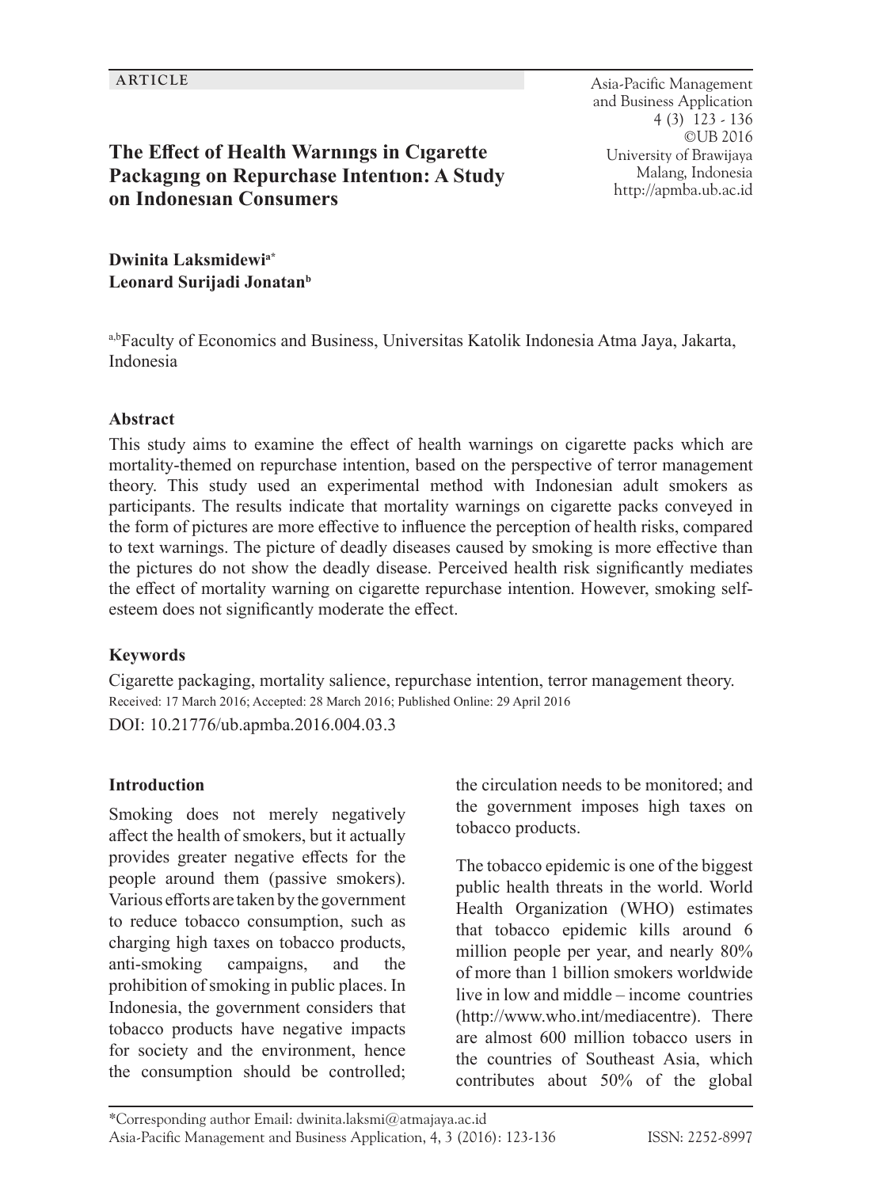ARTICLE

# The Effect of Health Warnıngs in Cıgarette Packagıng on Repurchase Intentıon: A Study on Indonesıan Consumers

**Dwinita Laksmidewi**[a*]
**Leonard Surijadi Jonatan**[b]

[a,b]Faculty of Economics and Business, Universitas Katolik Indonesia Atma Jaya, Jakarta, Indonesia

### Abstract

This study aims to examine the effect of health warnings on cigarette packs which are mortality-themed on repurchase intention, based on the perspective of terror management theory. This study used an experimental method with Indonesian adult smokers as participants. The results indicate that mortality warnings on cigarette packs conveyed in the form of pictures are more effective to influence the perception of health risks, compared to text warnings. The picture of deadly diseases caused by smoking is more effective than the pictures do not show the deadly disease. Perceived health risk significantly mediates the effect of mortality warning on cigarette repurchase intention. However, smoking self-esteem does not significantly moderate the effect.

### Keywords

Cigarette packaging, mortality salience, repurchase intention, terror management theory.

Received: 17 March 2016; Accepted: 28 March 2016; Published Online: 29 April 2016

DOI: 10.21776/ub.apmba.2016.004.03.3

### Introduction

Smoking does not merely negatively affect the health of smokers, but it actually provides greater negative effects for the people around them (passive smokers). Various efforts are taken by the government to reduce tobacco consumption, such as charging high taxes on tobacco products, anti-smoking campaigns, and the prohibition of smoking in public places. In Indonesia, the government considers that tobacco products have negative impacts for society and the environment, hence the consumption should be controlled; the circulation needs to be monitored; and the government imposes high taxes on tobacco products.

The tobacco epidemic is one of the biggest public health threats in the world. World Health Organization (WHO) estimates that tobacco epidemic kills around 6 million people per year, and nearly 80% of more than 1 billion smokers worldwide live in low and middle – income countries (http://www.who.int/mediacentre). There are almost 600 million tobacco users in the countries of Southeast Asia, which contributes about 50% of the global

*Corresponding author Email: dwinita.laksmi@atmajaya.ac.id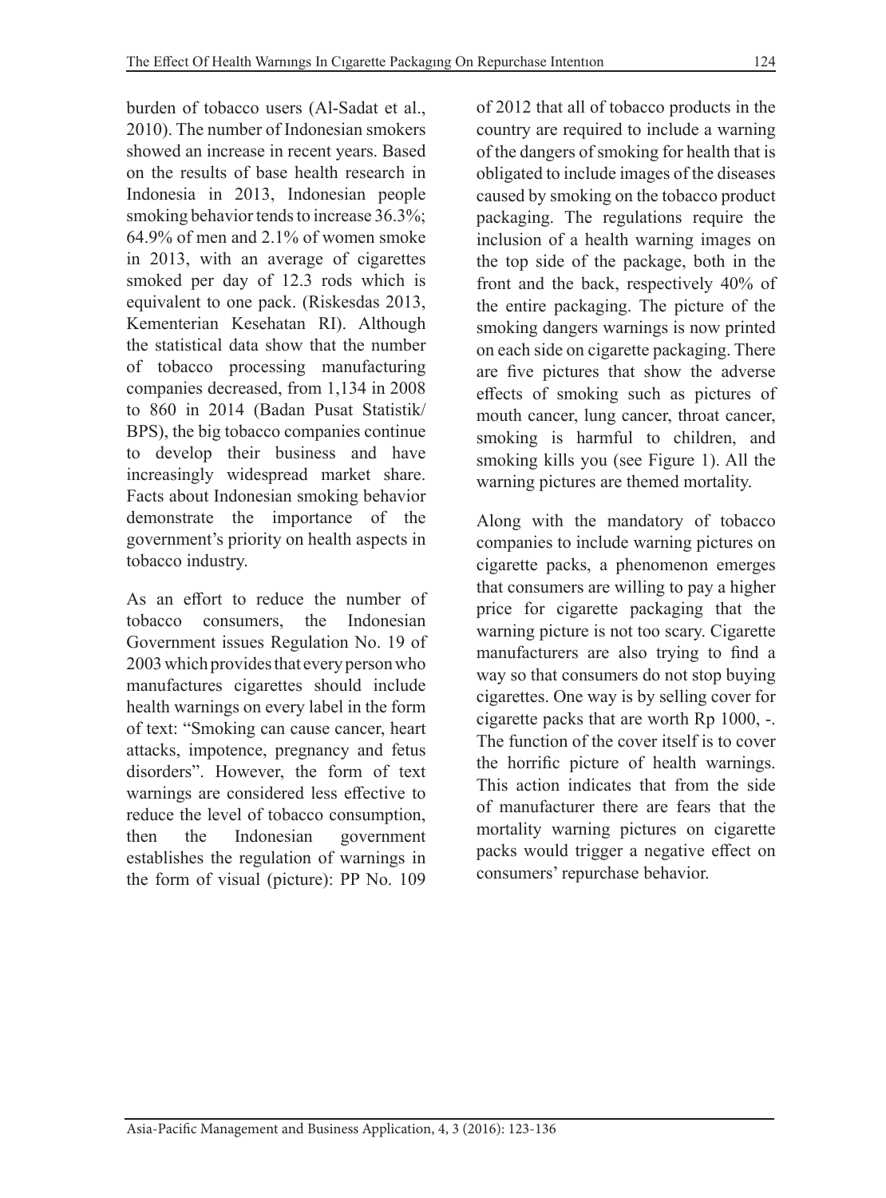burden of tobacco users (Al-Sadat et al., 2010). The number of Indonesian smokers showed an increase in recent years. Based on the results of base health research in Indonesia in 2013, Indonesian people smoking behavior tends to increase 36.3%; 64.9% of men and 2.1% of women smoke in 2013, with an average of cigarettes smoked per day of 12.3 rods which is equivalent to one pack. (Riskesdas 2013, Kementerian Kesehatan RI). Although the statistical data show that the number of tobacco processing manufacturing companies decreased, from 1,134 in 2008 to 860 in 2014 (Badan Pusat Statistik/ BPS), the big tobacco companies continue to develop their business and have increasingly widespread market share. Facts about Indonesian smoking behavior demonstrate the importance of the government's priority on health aspects in tobacco industry.

As an effort to reduce the number of tobacco consumers, the Indonesian Government issues Regulation No. 19 of 2003 which provides that every person who manufactures cigarettes should include health warnings on every label in the form of text: "Smoking can cause cancer, heart attacks, impotence, pregnancy and fetus disorders". However, the form of text warnings are considered less effective to reduce the level of tobacco consumption, then the Indonesian government establishes the regulation of warnings in the form of visual (picture): PP No. 109 of 2012 that all of tobacco products in the country are required to include a warning of the dangers of smoking for health that is obligated to include images of the diseases caused by smoking on the tobacco product packaging. The regulations require the inclusion of a health warning images on the top side of the package, both in the front and the back, respectively 40% of the entire packaging. The picture of the smoking dangers warnings is now printed on each side on cigarette packaging. There are five pictures that show the adverse effects of smoking such as pictures of mouth cancer, lung cancer, throat cancer, smoking is harmful to children, and smoking kills you (see Figure 1). All the warning pictures are themed mortality.

Along with the mandatory of tobacco companies to include warning pictures on cigarette packs, a phenomenon emerges that consumers are willing to pay a higher price for cigarette packaging that the warning picture is not too scary. Cigarette manufacturers are also trying to find a way so that consumers do not stop buying cigarettes. One way is by selling cover for cigarette packs that are worth Rp 1000, -. The function of the cover itself is to cover the horrific picture of health warnings. This action indicates that from the side of manufacturer there are fears that the mortality warning pictures on cigarette packs would trigger a negative effect on consumers' repurchase behavior.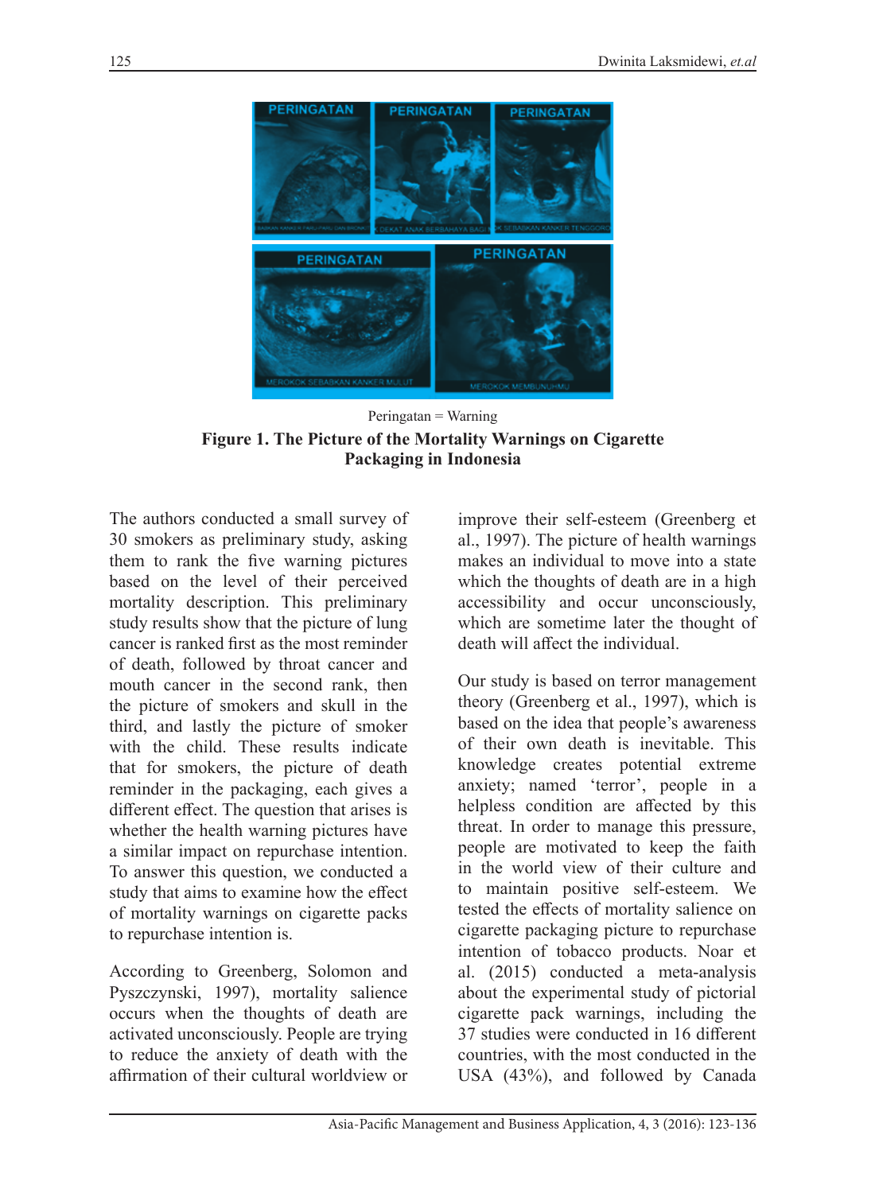Peringatan = Warning

**Figure 1. The Picture of the Mortality Warnings on Cigarette Packaging in Indonesia**

The authors conducted a small survey of 30 smokers as preliminary study, asking them to rank the five warning pictures based on the level of their perceived mortality description. This preliminary study results show that the picture of lung cancer is ranked first as the most reminder of death, followed by throat cancer and mouth cancer in the second rank, then the picture of smokers and skull in the third, and lastly the picture of smoker with the child. These results indicate that for smokers, the picture of death reminder in the packaging, each gives a different effect. The question that arises is whether the health warning pictures have a similar impact on repurchase intention. To answer this question, we conducted a study that aims to examine how the effect of mortality warnings on cigarette packs to repurchase intention is.

According to Greenberg, Solomon and Pyszczynski, 1997), mortality salience occurs when the thoughts of death are activated unconsciously. People are trying to reduce the anxiety of death with the affirmation of their cultural worldview or improve their self-esteem (Greenberg et al., 1997). The picture of health warnings makes an individual to move into a state which the thoughts of death are in a high accessibility and occur unconsciously, which are sometime later the thought of death will affect the individual.

Our study is based on terror management theory (Greenberg et al., 1997), which is based on the idea that people's awareness of their own death is inevitable. This knowledge creates potential extreme anxiety; named 'terror', people in a helpless condition are affected by this threat. In order to manage this pressure, people are motivated to keep the faith in the world view of their culture and to maintain positive self-esteem. We tested the effects of mortality salience on cigarette packaging picture to repurchase intention of tobacco products. Noar et al. (2015) conducted a meta-analysis about the experimental study of pictorial cigarette pack warnings, including the 37 studies were conducted in 16 different countries, with the most conducted in the USA (43%), and followed by Canada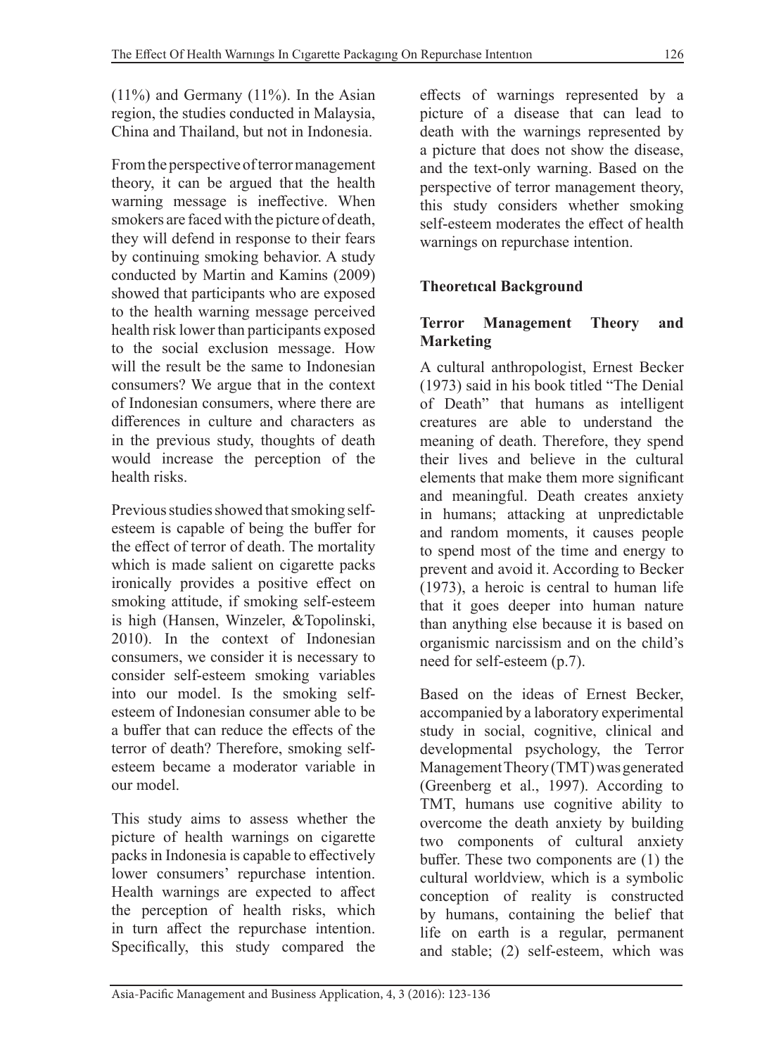(11%) and Germany (11%). In the Asian region, the studies conducted in Malaysia, China and Thailand, but not in Indonesia.

From the perspective of terror management theory, it can be argued that the health warning message is ineffective. When smokers are faced with the picture of death, they will defend in response to their fears by continuing smoking behavior. A study conducted by Martin and Kamins (2009) showed that participants who are exposed to the health warning message perceived health risk lower than participants exposed to the social exclusion message. How will the result be the same to Indonesian consumers? We argue that in the context of Indonesian consumers, where there are differences in culture and characters as in the previous study, thoughts of death would increase the perception of the health risks.

Previous studies showed that smoking self-esteem is capable of being the buffer for the effect of terror of death. The mortality which is made salient on cigarette packs ironically provides a positive effect on smoking attitude, if smoking self-esteem is high (Hansen, Winzeler, &Topolinski, 2010). In the context of Indonesian consumers, we consider it is necessary to consider self-esteem smoking variables into our model. Is the smoking self-esteem of Indonesian consumer able to be a buffer that can reduce the effects of the terror of death? Therefore, smoking self-esteem became a moderator variable in our model.

This study aims to assess whether the picture of health warnings on cigarette packs in Indonesia is capable to effectively lower consumers' repurchase intention. Health warnings are expected to affect the perception of health risks, which in turn affect the repurchase intention. Specifically, this study compared the effects of warnings represented by a picture of a disease that can lead to death with the warnings represented by a picture that does not show the disease, and the text-only warning. Based on the perspective of terror management theory, this study considers whether smoking self-esteem moderates the effect of health warnings on repurchase intention.

## Theoretıcal Background

### Terror Management Theory and Marketing

A cultural anthropologist, Ernest Becker (1973) said in his book titled "The Denial of Death" that humans as intelligent creatures are able to understand the meaning of death. Therefore, they spend their lives and believe in the cultural elements that make them more significant and meaningful. Death creates anxiety in humans; attacking at unpredictable and random moments, it causes people to spend most of the time and energy to prevent and avoid it. According to Becker (1973), a heroic is central to human life that it goes deeper into human nature than anything else because it is based on organismic narcissism and on the child's need for self-esteem (p.7).

Based on the ideas of Ernest Becker, accompanied by a laboratory experimental study in social, cognitive, clinical and developmental psychology, the Terror Management Theory (TMT) was generated (Greenberg et al., 1997). According to TMT, humans use cognitive ability to overcome the death anxiety by building two components of cultural anxiety buffer. These two components are (1) the cultural worldview, which is a symbolic conception of reality is constructed by humans, containing the belief that life on earth is a regular, permanent and stable; (2) self-esteem, which was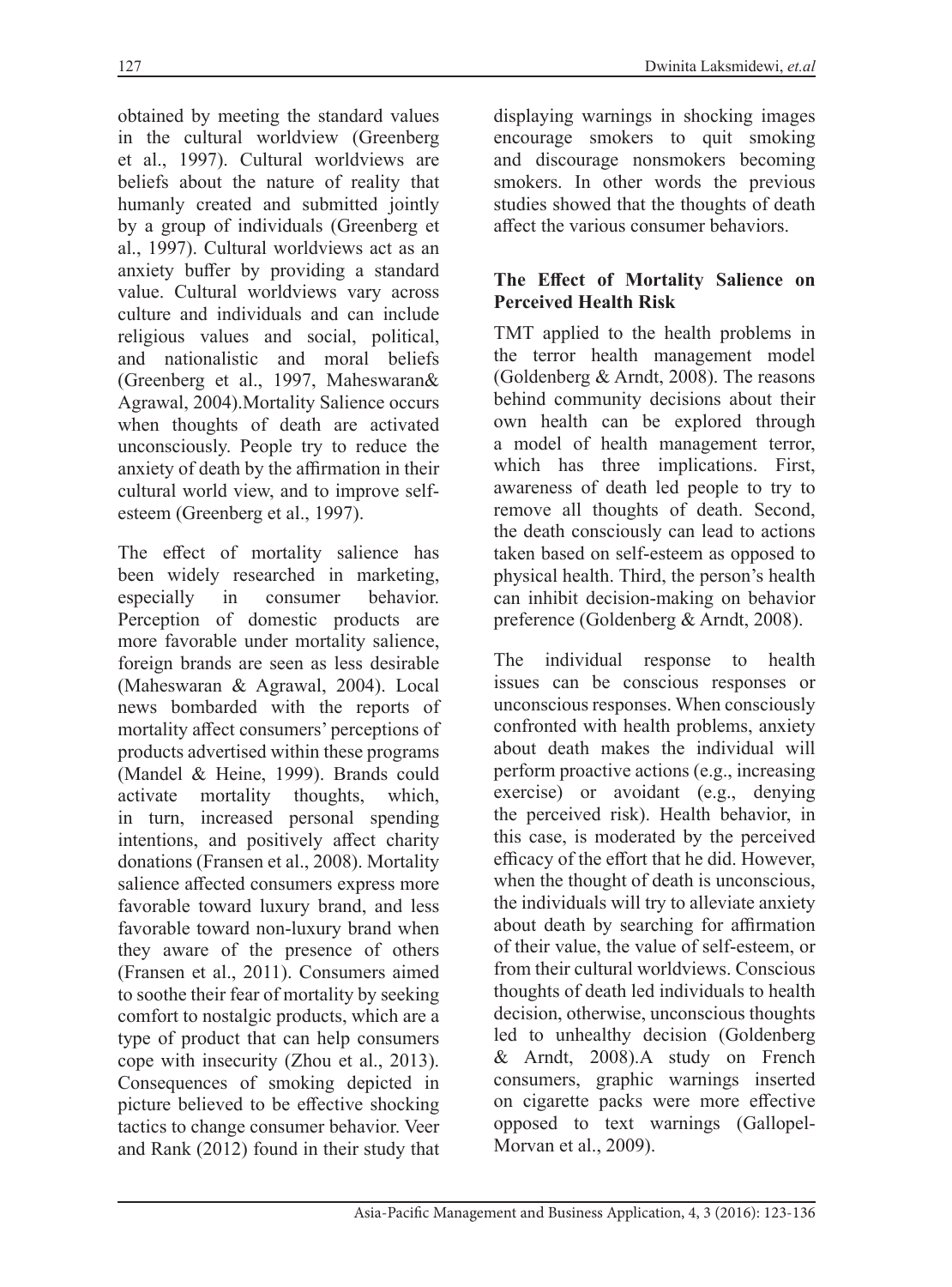obtained by meeting the standard values in the cultural worldview (Greenberg et al., 1997). Cultural worldviews are beliefs about the nature of reality that humanly created and submitted jointly by a group of individuals (Greenberg et al., 1997). Cultural worldviews act as an anxiety buffer by providing a standard value. Cultural worldviews vary across culture and individuals and can include religious values and social, political, and nationalistic and moral beliefs (Greenberg et al., 1997, Maheswaran& Agrawal, 2004).Mortality Salience occurs when thoughts of death are activated unconsciously. People try to reduce the anxiety of death by the affirmation in their cultural world view, and to improve self-esteem (Greenberg et al., 1997).

The effect of mortality salience has been widely researched in marketing, especially in consumer behavior. Perception of domestic products are more favorable under mortality salience, foreign brands are seen as less desirable (Maheswaran & Agrawal, 2004). Local news bombarded with the reports of mortality affect consumers' perceptions of products advertised within these programs (Mandel & Heine, 1999). Brands could activate mortality thoughts, which, in turn, increased personal spending intentions, and positively affect charity donations (Fransen et al., 2008). Mortality salience affected consumers express more favorable toward luxury brand, and less favorable toward non-luxury brand when they aware of the presence of others (Fransen et al., 2011). Consumers aimed to soothe their fear of mortality by seeking comfort to nostalgic products, which are a type of product that can help consumers cope with insecurity (Zhou et al., 2013). Consequences of smoking depicted in picture believed to be effective shocking tactics to change consumer behavior. Veer and Rank (2012) found in their study that displaying warnings in shocking images encourage smokers to quit smoking and discourage nonsmokers becoming smokers. In other words the previous studies showed that the thoughts of death affect the various consumer behaviors.

## The Effect of Mortality Salience on Perceived Health Risk

TMT applied to the health problems in the terror health management model (Goldenberg & Arndt, 2008). The reasons behind community decisions about their own health can be explored through a model of health management terror, which has three implications. First, awareness of death led people to try to remove all thoughts of death. Second, the death consciously can lead to actions taken based on self-esteem as opposed to physical health. Third, the person's health can inhibit decision-making on behavior preference (Goldenberg & Arndt, 2008).

The individual response to health issues can be conscious responses or unconscious responses. When consciously confronted with health problems, anxiety about death makes the individual will perform proactive actions (e.g., increasing exercise) or avoidant (e.g., denying the perceived risk). Health behavior, in this case, is moderated by the perceived efficacy of the effort that he did. However, when the thought of death is unconscious, the individuals will try to alleviate anxiety about death by searching for affirmation of their value, the value of self-esteem, or from their cultural worldviews. Conscious thoughts of death led individuals to health decision, otherwise, unconscious thoughts led to unhealthy decision (Goldenberg & Arndt, 2008).A study on French consumers, graphic warnings inserted on cigarette packs were more effective opposed to text warnings (Gallopel-Morvan et al., 2009).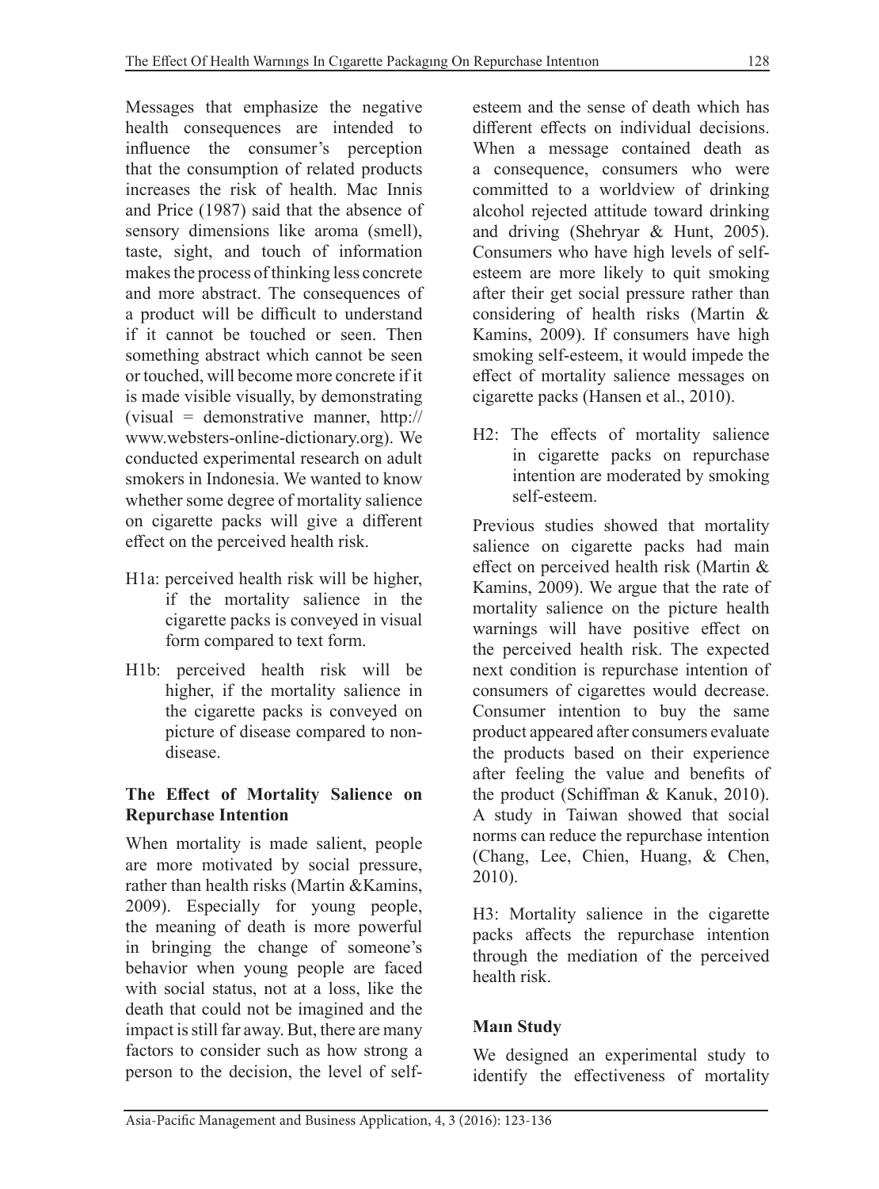Messages that emphasize the negative health consequences are intended to influence the consumer's perception that the consumption of related products increases the risk of health. Mac Innis and Price (1987) said that the absence of sensory dimensions like aroma (smell), taste, sight, and touch of information makes the process of thinking less concrete and more abstract. The consequences of a product will be difficult to understand if it cannot be touched or seen. Then something abstract which cannot be seen or touched, will become more concrete if it is made visible visually, by demonstrating (visual = demonstrative manner, http://www.websters-online-dictionary.org). We conducted experimental research on adult smokers in Indonesia. We wanted to know whether some degree of mortality salience on cigarette packs will give a different effect on the perceived health risk.

H1a: perceived health risk will be higher, if the mortality salience in the cigarette packs is conveyed in visual form compared to text form.

H1b: perceived health risk will be higher, if the mortality salience in the cigarette packs is conveyed on picture of disease compared to non-disease.

**The Effect of Mortality Salience on Repurchase Intention**

When mortality is made salient, people are more motivated by social pressure, rather than health risks (Martin &Kamins, 2009). Especially for young people, the meaning of death is more powerful in bringing the change of someone's behavior when young people are faced with social status, not at a loss, like the death that could not be imagined and the impact is still far away. But, there are many factors to consider such as how strong a person to the decision, the level of self-esteem and the sense of death which has different effects on individual decisions. When a message contained death as a consequence, consumers who were committed to a worldview of drinking alcohol rejected attitude toward drinking and driving (Shehryar & Hunt, 2005). Consumers who have high levels of self-esteem are more likely to quit smoking after their get social pressure rather than considering of health risks (Martin & Kamins, 2009). If consumers have high smoking self-esteem, it would impede the effect of mortality salience messages on cigarette packs (Hansen et al., 2010).

H2: The effects of mortality salience in cigarette packs on repurchase intention are moderated by smoking self-esteem.

Previous studies showed that mortality salience on cigarette packs had main effect on perceived health risk (Martin & Kamins, 2009). We argue that the rate of mortality salience on the picture health warnings will have positive effect on the perceived health risk. The expected next condition is repurchase intention of consumers of cigarettes would decrease. Consumer intention to buy the same product appeared after consumers evaluate the products based on their experience after feeling the value and benefits of the product (Schiffman & Kanuk, 2010). A study in Taiwan showed that social norms can reduce the repurchase intention (Chang, Lee, Chien, Huang, & Chen, 2010).

H3: Mortality salience in the cigarette packs affects the repurchase intention through the mediation of the perceived health risk.

**Maın Study**

We designed an experimental study to identify the effectiveness of mortality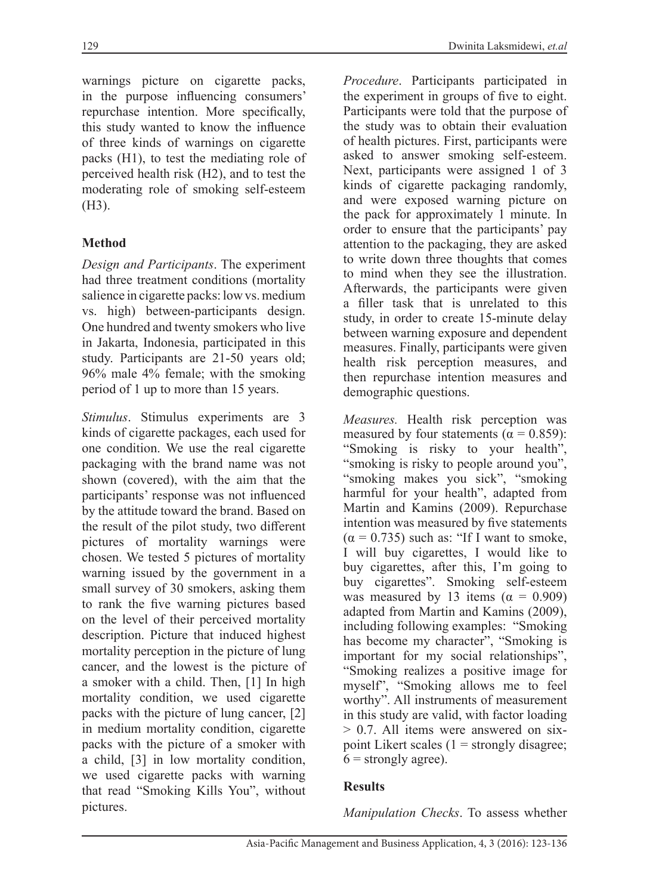warnings picture on cigarette packs, in the purpose influencing consumers' repurchase intention. More specifically, this study wanted to know the influence of three kinds of warnings on cigarette packs (H1), to test the mediating role of perceived health risk (H2), and to test the moderating role of smoking self-esteem (H3).

## Method

*Design and Participants*. The experiment had three treatment conditions (mortality salience in cigarette packs: low vs. medium vs. high) between-participants design. One hundred and twenty smokers who live in Jakarta, Indonesia, participated in this study. Participants are 21-50 years old; 96% male 4% female; with the smoking period of 1 up to more than 15 years.

*Stimulus*. Stimulus experiments are 3 kinds of cigarette packages, each used for one condition. We use the real cigarette packaging with the brand name was not shown (covered), with the aim that the participants' response was not influenced by the attitude toward the brand. Based on the result of the pilot study, two different pictures of mortality warnings were chosen. We tested 5 pictures of mortality warning issued by the government in a small survey of 30 smokers, asking them to rank the five warning pictures based on the level of their perceived mortality description. Picture that induced highest mortality perception in the picture of lung cancer, and the lowest is the picture of a smoker with a child. Then, [1] In high mortality condition, we used cigarette packs with the picture of lung cancer, [2] in medium mortality condition, cigarette packs with the picture of a smoker with a child, [3] in low mortality condition, we used cigarette packs with warning that read "Smoking Kills You", without pictures.

*Procedure*. Participants participated in the experiment in groups of five to eight. Participants were told that the purpose of the study was to obtain their evaluation of health pictures. First, participants were asked to answer smoking self-esteem. Next, participants were assigned 1 of 3 kinds of cigarette packaging randomly, and were exposed warning picture on the pack for approximately 1 minute. In order to ensure that the participants' pay attention to the packaging, they are asked to write down three thoughts that comes to mind when they see the illustration. Afterwards, the participants were given a filler task that is unrelated to this study, in order to create 15-minute delay between warning exposure and dependent measures. Finally, participants were given health risk perception measures, and then repurchase intention measures and demographic questions.

*Measures.* Health risk perception was measured by four statements ($\alpha = 0.859$): "Smoking is risky to your health", "smoking is risky to people around you", "smoking makes you sick", "smoking harmful for your health", adapted from Martin and Kamins (2009). Repurchase intention was measured by five statements ($\alpha = 0.735$) such as: "If I want to smoke, I will buy cigarettes, I would like to buy cigarettes, after this, I'm going to buy cigarettes". Smoking self-esteem was measured by 13 items ($\alpha = 0.909$) adapted from Martin and Kamins (2009), including following examples: "Smoking has become my character", "Smoking is important for my social relationships", "Smoking realizes a positive image for myself", "Smoking allows me to feel worthy". All instruments of measurement in this study are valid, with factor loading $> 0.7$. All items were answered on six-point Likert scales (1 = strongly disagree; 6 = strongly agree).

## Results

*Manipulation Checks*. To assess whether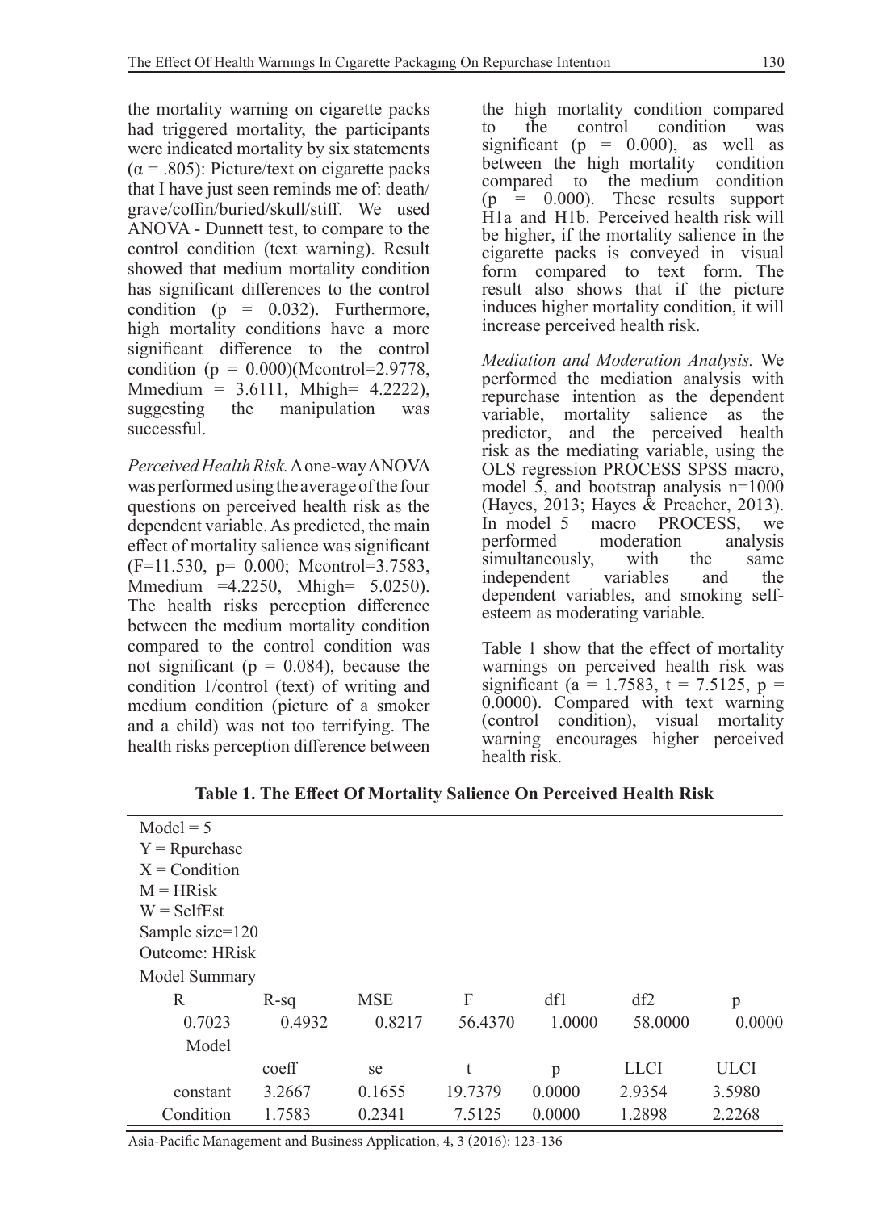the mortality warning on cigarette packs had triggered mortality, the participants were indicated mortality by six statements ($\alpha = .805$): Picture/text on cigarette packs that I have just seen reminds me of: death/grave/coffin/buried/skull/stiff. We used ANOVA - Dunnett test, to compare to the control condition (text warning). Result showed that medium mortality condition has significant differences to the control condition ($p = 0.032$). Furthermore, high mortality conditions have a more significant difference to the control condition ($p = 0.000$)(Mcontrol=2.9778, Mmedium = 3.6111, Mhigh= 4.2222), suggesting the manipulation was successful.

*Perceived Health Risk.* A one-way ANOVA was performed using the average of the four questions on perceived health risk as the dependent variable. As predicted, the main effect of mortality salience was significant ($F=11.530$, $p= 0.000$; Mcontrol=3.7583, Mmedium =4.2250, Mhigh= 5.0250). The health risks perception difference between the medium mortality condition compared to the control condition was not significant ($p = 0.084$), because the condition 1/control (text) of writing and medium condition (picture of a smoker and a child) was not too terrifying. The health risks perception difference between the high mortality condition compared to the control condition was significant ($p = 0.000$), as well as between the high mortality condition compared to the medium condition ($p = 0.000$). These results support H1a and H1b. Perceived health risk will be higher, if the mortality salience in the cigarette packs is conveyed in visual form compared to text form. The result also shows that if the picture induces higher mortality condition, it will increase perceived health risk.

*Mediation and Moderation Analysis.* We performed the mediation analysis with repurchase intention as the dependent variable, mortality salience as the predictor, and the perceived health risk as the mediating variable, using the OLS regression PROCESS SPSS macro, model 5, and bootstrap analysis n=1000 (Hayes, 2013; Hayes & Preacher, 2013). In model 5 macro PROCESS, we performed moderation analysis simultaneously, with the same independent variables and the dependent variables, and smoking self-esteem as moderating variable.

Table 1 show that the effect of mortality warnings on perceived health risk was significant ($a = 1.7583$, $t = 7.5125$, $p = 0.0000$). Compared with text warning (control condition), visual mortality warning encourages higher perceived health risk.

**Table 1. The Effect Of Mortality Salience On Perceived Health Risk**

Model = 5
Y = Rpurchase
X = Condition
M = HRisk
W = SelfEst
Sample size=120
Outcome: HRisk

Model Summary

| R | R-sq | MSE | F | df1 | df2 | p |
|---|---|---|---|---|---|---|
| 0.7023 | 0.4932 | 0.8217 | 56.4370 | 1.0000 | 58.0000 | 0.0000 |

Model

| | coeff | se | t | p | LLCI | ULCI |
|---|---|---|---|---|---|---|
| constant | 3.2667 | 0.1655 | 19.7379 | 0.0000 | 2.9354 | 3.5980 |
| Condition | 1.7583 | 0.2341 | 7.5125 | 0.0000 | 1.2898 | 2.2268 |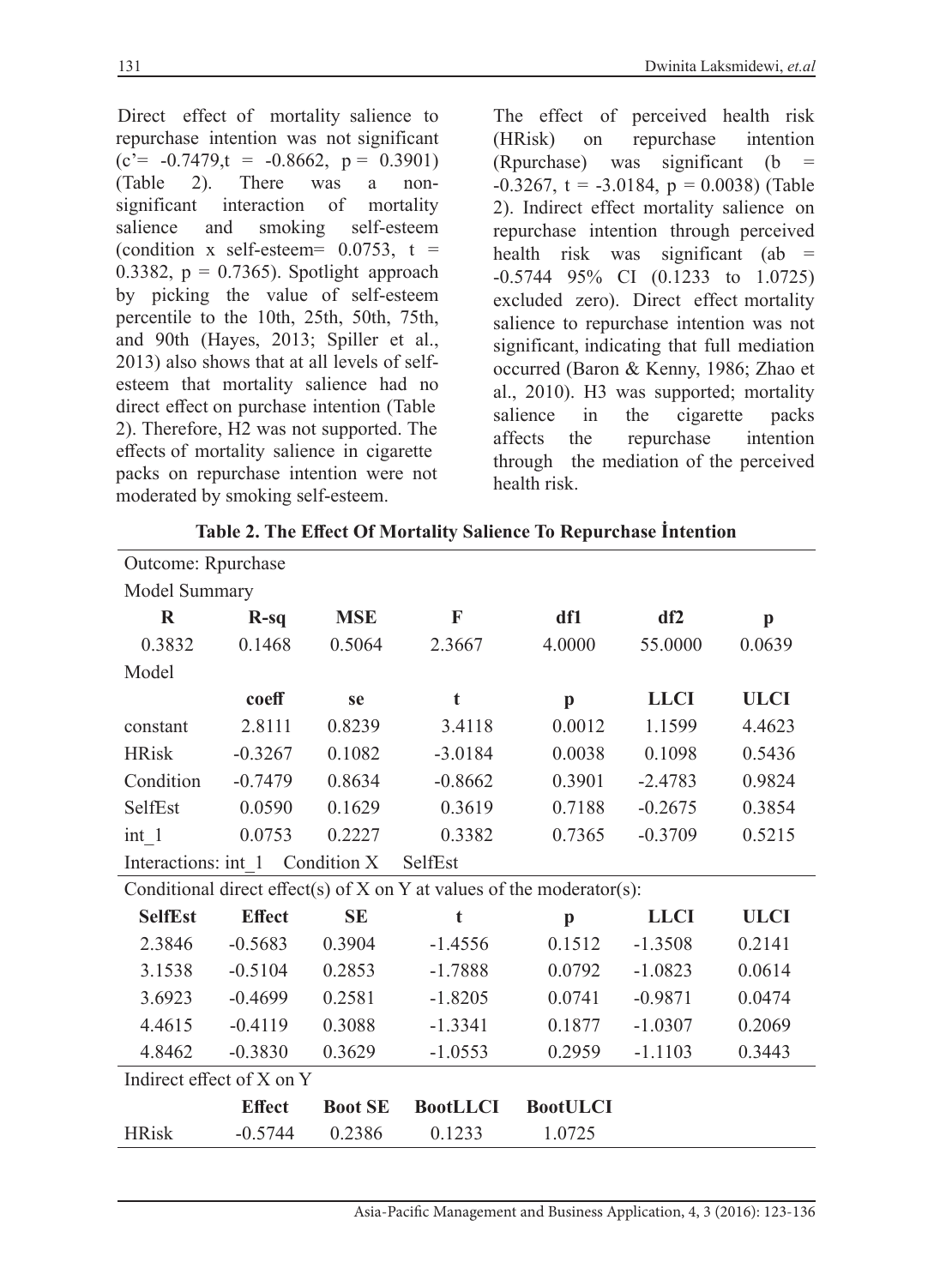Direct effect of mortality salience to repurchase intention was not significant ($c' = -0.7479, t = -0.8662, p = 0.3901$) (Table 2). There was a non-significant interaction of mortality salience and smoking self-esteem (condition x self-esteem= 0.0753, $t = 0.3382$, $p = 0.7365$). Spotlight approach by picking the value of self-esteem percentile to the 10th, 25th, 50th, 75th, and 90th (Hayes, 2013; Spiller et al., 2013) also shows that at all levels of self-esteem that mortality salience had no direct effect on purchase intention (Table 2). Therefore, H2 was not supported. The effects of mortality salience in cigarette packs on repurchase intention were not moderated by smoking self-esteem.

The effect of perceived health risk (HRisk) on repurchase intention (Rpurchase) was significant ($b = -0.3267$, $t = -3.0184$, $p = 0.0038$) (Table 2). Indirect effect mortality salience on repurchase intention through perceived health risk was significant ($ab = -0.5744$ 95% CI (0.1233 to 1.0725) excluded zero). Direct effect mortality salience to repurchase intention was not significant, indicating that full mediation occurred (Baron & Kenny, 1986; Zhao et al., 2010). H3 was supported; mortality salience in the cigarette packs affects the repurchase intention through the mediation of the perceived health risk.

**Table 2. The Effect Of Mortality Salience To Repurchase İntention**

| Outcome: Rpurchase | | | | | | |
|---|---|---|---|---|---|---|
| Model Summary | | | | | | |
| **R** | **R-sq** | **MSE** | **F** | **df1** | **df2** | **p** |
| 0.3832 | 0.1468 | 0.5064 | 2.3667 | 4.0000 | 55.0000 | 0.0639 |
| Model | | | | | | |
| | **coeff** | **se** | **t** | **p** | **LLCI** | **ULCI** |
| constant | 2.8111 | 0.8239 | 3.4118 | 0.0012 | 1.1599 | 4.4623 |
| HRisk | -0.3267 | 0.1082 | -3.0184 | 0.0038 | 0.1098 | 0.5436 |
| Condition | -0.7479 | 0.8634 | -0.8662 | 0.3901 | -2.4783 | 0.9824 |
| SelfEst | 0.0590 | 0.1629 | 0.3619 | 0.7188 | -0.2675 | 0.3854 |
| int_1 | 0.0753 | 0.2227 | 0.3382 | 0.7365 | -0.3709 | 0.5215 |
| Interactions: int_1 | Condition X | SelfEst | | | | |
| Conditional direct effect(s) of X on Y at values of the moderator(s): | | | | | | |
| **SelfEst** | **Effect** | **SE** | **t** | **p** | **LLCI** | **ULCI** |
| 2.3846 | -0.5683 | 0.3904 | -1.4556 | 0.1512 | -1.3508 | 0.2141 |
| 3.1538 | -0.5104 | 0.2853 | -1.7888 | 0.0792 | -1.0823 | 0.0614 |
| 3.6923 | -0.4699 | 0.2581 | -1.8205 | 0.0741 | -0.9871 | 0.0474 |
| 4.4615 | -0.4119 | 0.3088 | -1.3341 | 0.1877 | -1.0307 | 0.2069 |
| 4.8462 | -0.3830 | 0.3629 | -1.0553 | 0.2959 | -1.1103 | 0.3443 |
| Indirect effect of X on Y | | | | | | |
| | **Effect** | **Boot SE** | **BootLLCI** | **BootULCI** | | |
| HRisk | -0.5744 | 0.2386 | 0.1233 | 1.0725 | | |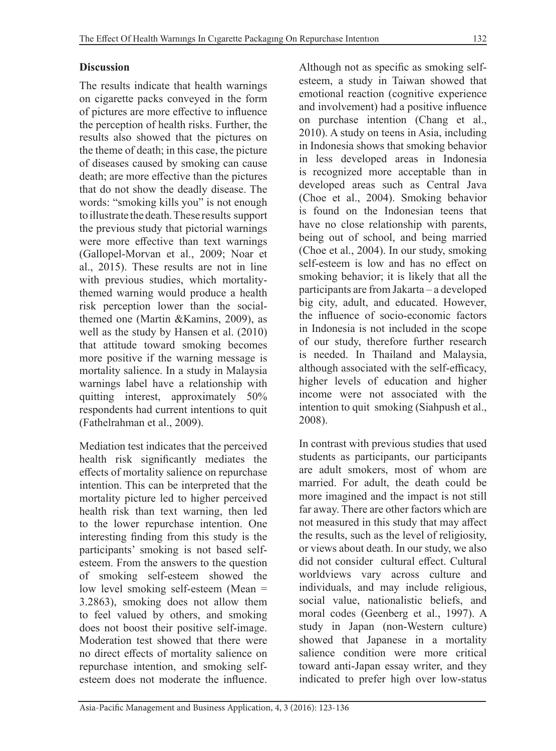## Discussion

The results indicate that health warnings on cigarette packs conveyed in the form of pictures are more effective to influence the perception of health risks. Further, the results also showed that the pictures on the theme of death; in this case, the picture of diseases caused by smoking can cause death; are more effective than the pictures that do not show the deadly disease. The words: "smoking kills you" is not enough to illustrate the death. These results support the previous study that pictorial warnings were more effective than text warnings (Gallopel-Morvan et al., 2009; Noar et al., 2015). These results are not in line with previous studies, which mortality-themed warning would produce a health risk perception lower than the social-themed one (Martin &Kamins, 2009), as well as the study by Hansen et al. (2010) that attitude toward smoking becomes more positive if the warning message is mortality salience. In a study in Malaysia warnings label have a relationship with quitting interest, approximately 50% respondents had current intentions to quit (Fathelrahman et al., 2009).

Mediation test indicates that the perceived health risk significantly mediates the effects of mortality salience on repurchase intention. This can be interpreted that the mortality picture led to higher perceived health risk than text warning, then led to the lower repurchase intention. One interesting finding from this study is the participants' smoking is not based self-esteem. From the answers to the question of smoking self-esteem showed the low level smoking self-esteem (Mean = 3.2863), smoking does not allow them to feel valued by others, and smoking does not boost their positive self-image. Moderation test showed that there were no direct effects of mortality salience on repurchase intention, and smoking self-esteem does not moderate the influence. Although not as specific as smoking self-esteem, a study in Taiwan showed that emotional reaction (cognitive experience and involvement) had a positive influence on purchase intention (Chang et al., 2010). A study on teens in Asia, including in Indonesia shows that smoking behavior in less developed areas in Indonesia is recognized more acceptable than in developed areas such as Central Java (Choe et al., 2004). Smoking behavior is found on the Indonesian teens that have no close relationship with parents, being out of school, and being married (Choe et al., 2004). In our study, smoking self-esteem is low and has no effect on smoking behavior; it is likely that all the participants are from Jakarta – a developed big city, adult, and educated. However, the influence of socio-economic factors in Indonesia is not included in the scope of our study, therefore further research is needed. In Thailand and Malaysia, although associated with the self-efficacy, higher levels of education and higher income were not associated with the intention to quit smoking (Siahpush et al., 2008).

In contrast with previous studies that used students as participants, our participants are adult smokers, most of whom are married. For adult, the death could be more imagined and the impact is not still far away. There are other factors which are not measured in this study that may affect the results, such as the level of religiosity, or views about death. In our study, we also did not consider cultural effect. Cultural worldviews vary across culture and individuals, and may include religious, social value, nationalistic beliefs, and moral codes (Geenberg et al., 1997). A study in Japan (non-Western culture) showed that Japanese in a mortality salience condition were more critical toward anti-Japan essay writer, and they indicated to prefer high over low-status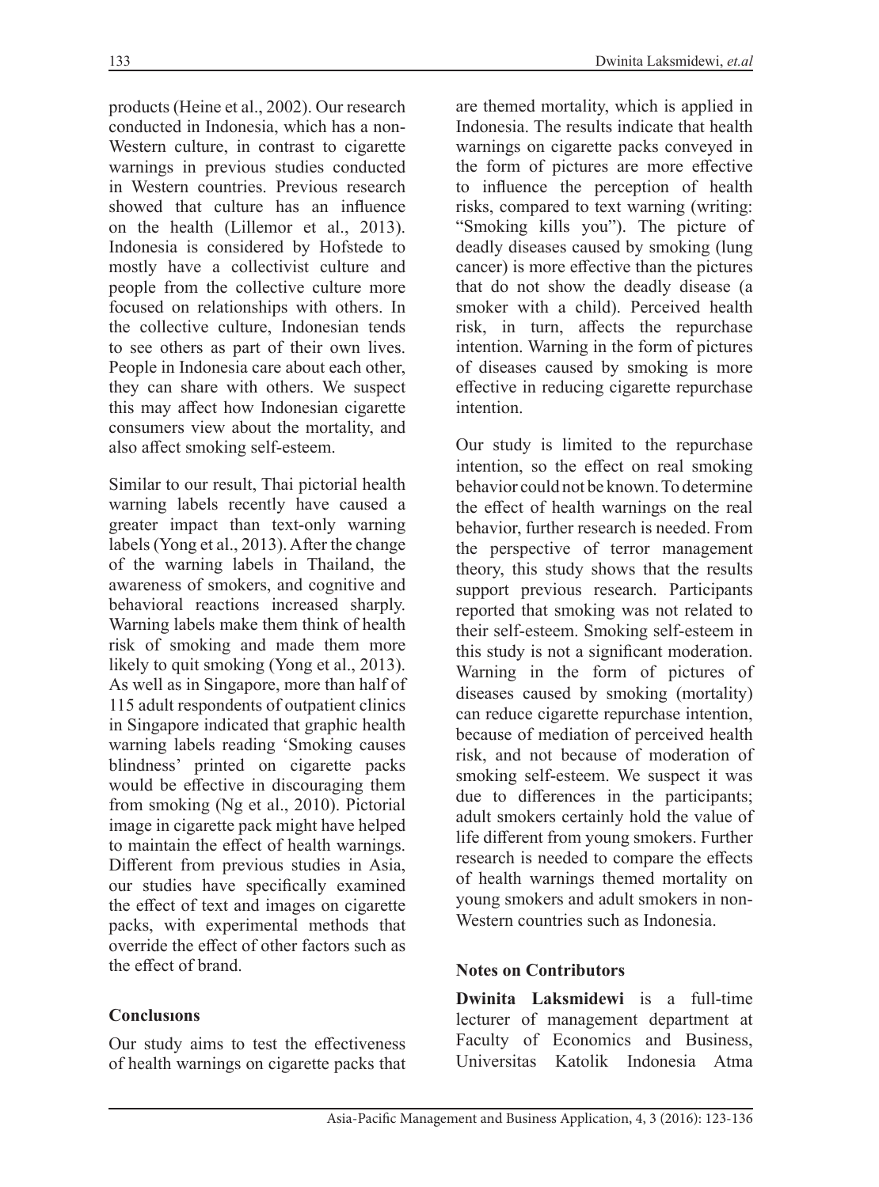products (Heine et al., 2002). Our research conducted in Indonesia, which has a non-Western culture, in contrast to cigarette warnings in previous studies conducted in Western countries. Previous research showed that culture has an influence on the health (Lillemor et al., 2013). Indonesia is considered by Hofstede to mostly have a collectivist culture and people from the collective culture more focused on relationships with others. In the collective culture, Indonesian tends to see others as part of their own lives. People in Indonesia care about each other, they can share with others. We suspect this may affect how Indonesian cigarette consumers view about the mortality, and also affect smoking self-esteem.

Similar to our result, Thai pictorial health warning labels recently have caused a greater impact than text-only warning labels (Yong et al., 2013). After the change of the warning labels in Thailand, the awareness of smokers, and cognitive and behavioral reactions increased sharply. Warning labels make them think of health risk of smoking and made them more likely to quit smoking (Yong et al., 2013). As well as in Singapore, more than half of 115 adult respondents of outpatient clinics in Singapore indicated that graphic health warning labels reading 'Smoking causes blindness' printed on cigarette packs would be effective in discouraging them from smoking (Ng et al., 2010). Pictorial image in cigarette pack might have helped to maintain the effect of health warnings. Different from previous studies in Asia, our studies have specifically examined the effect of text and images on cigarette packs, with experimental methods that override the effect of other factors such as the effect of brand.

## Conclusıons

Our study aims to test the effectiveness of health warnings on cigarette packs that are themed mortality, which is applied in Indonesia. The results indicate that health warnings on cigarette packs conveyed in the form of pictures are more effective to influence the perception of health risks, compared to text warning (writing: "Smoking kills you"). The picture of deadly diseases caused by smoking (lung cancer) is more effective than the pictures that do not show the deadly disease (a smoker with a child). Perceived health risk, in turn, affects the repurchase intention. Warning in the form of pictures of diseases caused by smoking is more effective in reducing cigarette repurchase intention.

Our study is limited to the repurchase intention, so the effect on real smoking behavior could not be known. To determine the effect of health warnings on the real behavior, further research is needed. From the perspective of terror management theory, this study shows that the results support previous research. Participants reported that smoking was not related to their self-esteem. Smoking self-esteem in this study is not a significant moderation. Warning in the form of pictures of diseases caused by smoking (mortality) can reduce cigarette repurchase intention, because of mediation of perceived health risk, and not because of moderation of smoking self-esteem. We suspect it was due to differences in the participants; adult smokers certainly hold the value of life different from young smokers. Further research is needed to compare the effects of health warnings themed mortality on young smokers and adult smokers in non-Western countries such as Indonesia.

## Notes on Contributors

**Dwinita Laksmidewi** is a full-time lecturer of management department at Faculty of Economics and Business, Universitas Katolik Indonesia Atma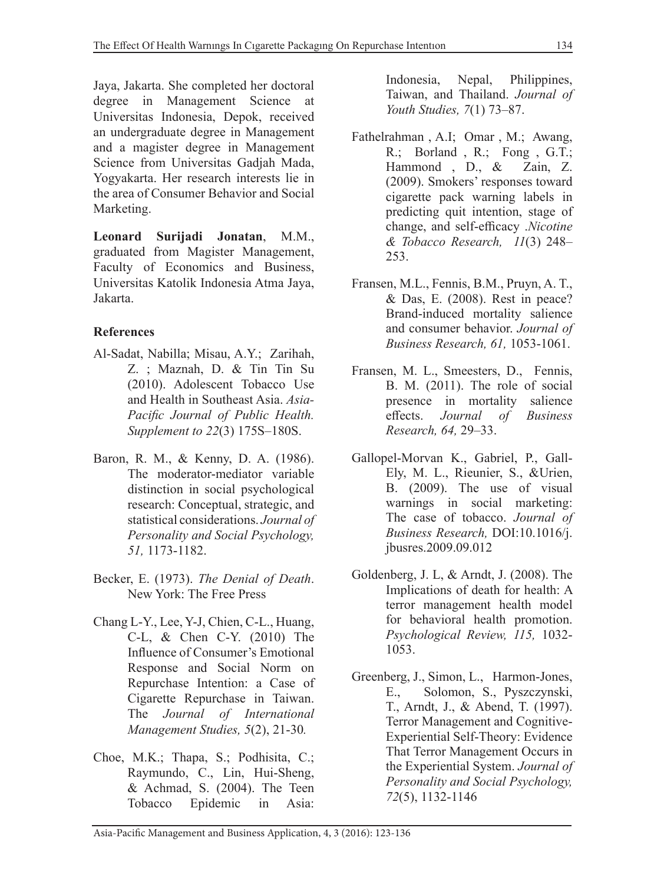Jaya, Jakarta. She completed her doctoral degree in Management Science at Universitas Indonesia, Depok, received an undergraduate degree in Management and a magister degree in Management Science from Universitas Gadjah Mada, Yogyakarta. Her research interests lie in the area of Consumer Behavior and Social Marketing.

**Leonard Surijadi Jonatan**, M.M., graduated from Magister Management, Faculty of Economics and Business, Universitas Katolik Indonesia Atma Jaya, Jakarta.

## References

Al-Sadat, Nabilla; Misau, A.Y.; Zarihah, Z. ; Maznah, D. & Tin Tin Su (2010). Adolescent Tobacco Use and Health in Southeast Asia. *Asia-Pacific Journal of Public Health. Supplement to 22*(3) 175S–180S.

Baron, R. M., & Kenny, D. A. (1986). The moderator-mediator variable distinction in social psychological research: Conceptual, strategic, and statistical considerations. *Journal of Personality and Social Psychology, 51,* 1173-1182.

Becker, E. (1973). *The Denial of Death*. New York: The Free Press

Chang L-Y., Lee, Y-J, Chien, C-L., Huang, C-L, & Chen C-Y. (2010) The Influence of Consumer's Emotional Response and Social Norm on Repurchase Intention: a Case of Cigarette Repurchase in Taiwan. The *Journal of International Management Studies, 5*(2), 21-30*.*

Choe, M.K.; Thapa, S.; Podhisita, C.; Raymundo, C., Lin, Hui-Sheng, & Achmad, S. (2004). The Teen Tobacco Epidemic in Asia: Indonesia, Nepal, Philippines, Taiwan, and Thailand. *Journal of Youth Studies, 7*(1) 73–87.

Fathelrahman , A.I; Omar , M.; Awang, R.; Borland , R.; Fong , G.T.; Hammond , D., & Zain, Z. (2009). Smokers' responses toward cigarette pack warning labels in predicting quit intention, stage of change, and self-efficacy .*Nicotine & Tobacco Research, 11*(3) 248–253.

Fransen, M.L., Fennis, B.M., Pruyn, A. T., & Das, E. (2008). Rest in peace? Brand-induced mortality salience and consumer behavior. *Journal of Business Research, 61,* 1053-1061.

Fransen, M. L., Smeesters, D., Fennis, B. M. (2011). The role of social presence in mortality salience effects. *Journal of Business Research, 64,* 29–33.

Gallopel-Morvan K., Gabriel, P., Gall-Ely, M. L., Rieunier, S., &Urien, B. (2009). The use of visual warnings in social marketing: The case of tobacco. *Journal of Business Research,* DOI:10.1016/j.jbusres.2009.09.012

Goldenberg, J. L, & Arndt, J. (2008). The Implications of death for health: A terror management health model for behavioral health promotion. *Psychological Review, 115,* 1032-1053.

Greenberg, J., Simon, L., Harmon-Jones, E., Solomon, S., Pyszczynski, T., Arndt, J., & Abend, T. (1997). Terror Management and Cognitive-Experiential Self-Theory: Evidence That Terror Management Occurs in the Experiential System. *Journal of Personality and Social Psychology, 72*(5), 1132-1146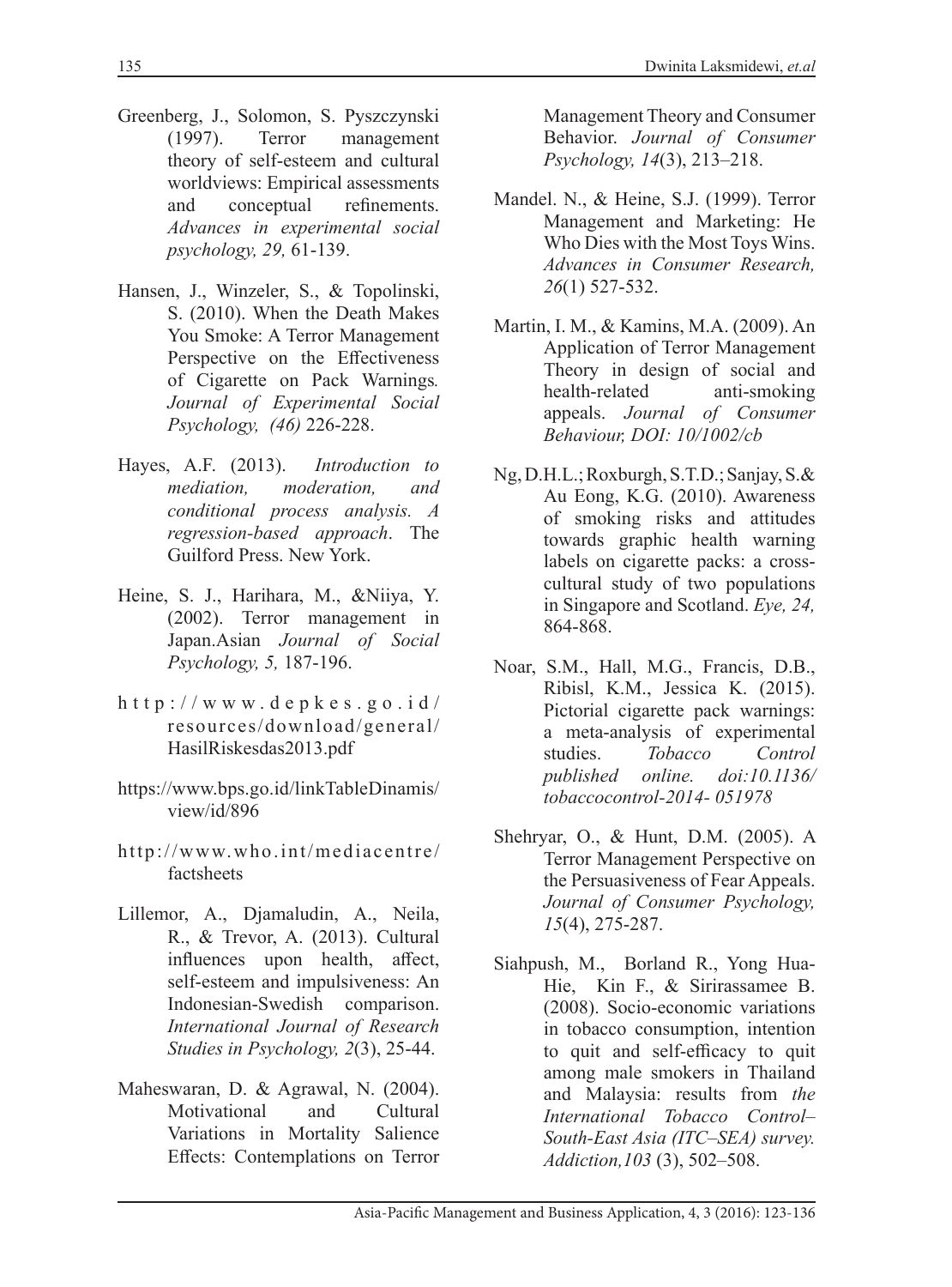Greenberg, J., Solomon, S. Pyszczynski (1997). Terror management theory of self-esteem and cultural worldviews: Empirical assessments and conceptual refinements. *Advances in experimental social psychology, 29,* 61-139.

Hansen, J., Winzeler, S., & Topolinski, S. (2010). When the Death Makes You Smoke: A Terror Management Perspective on the Effectiveness of Cigarette on Pack Warnings*. Journal of Experimental Social Psychology, (46)* 226-228.

Hayes, A.F. (2013). *Introduction to mediation, moderation, and conditional process analysis. A regression-based approach*. The Guilford Press. New York.

Heine, S. J., Harihara, M., &Niiya, Y. (2002). Terror management in Japan.Asian *Journal of Social Psychology, 5,* 187-196.

http://www.depkes.go.id/resources/download/general/HasilRiskesdas2013.pdf

https://www.bps.go.id/linkTableDinamis/view/id/896

http://www.who.int/mediacentre/factsheets

Lillemor, A., Djamaludin, A., Neila, R., & Trevor, A. (2013). Cultural influences upon health, affect, self-esteem and impulsiveness: An Indonesian-Swedish comparison. *International Journal of Research Studies in Psychology, 2*(3), 25-44.

Maheswaran, D. & Agrawal, N. (2004). Motivational and Cultural Variations in Mortality Salience Effects: Contemplations on Terror Management Theory and Consumer Behavior. *Journal of Consumer Psychology, 14*(3), 213–218.

Mandel. N., & Heine, S.J. (1999). Terror Management and Marketing: He Who Dies with the Most Toys Wins. *Advances in Consumer Research, 26*(1) 527-532.

Martin, I. M., & Kamins, M.A. (2009). An Application of Terror Management Theory in design of social and health-related anti-smoking appeals. *Journal of Consumer Behaviour, DOI: 10/1002/cb*

Ng, D.H.L.; Roxburgh, S.T.D.; Sanjay, S.& Au Eong, K.G. (2010). Awareness of smoking risks and attitudes towards graphic health warning labels on cigarette packs: a cross-cultural study of two populations in Singapore and Scotland. *Eye, 24,* 864-868.

Noar, S.M., Hall, M.G., Francis, D.B., Ribisl, K.M., Jessica K. (2015). Pictorial cigarette pack warnings: a meta-analysis of experimental studies. *Tobacco Control published online. doi:10.1136/tobaccocontrol-2014- 051978*

Shehryar, O., & Hunt, D.M. (2005). A Terror Management Perspective on the Persuasiveness of Fear Appeals. *Journal of Consumer Psychology, 15*(4), 275-287.

Siahpush, M., Borland R., Yong Hua-Hie, Kin F., & Sirirassamee B. (2008). Socio-economic variations in tobacco consumption, intention to quit and self-efficacy to quit among male smokers in Thailand and Malaysia: results from *the International Tobacco Control–South-East Asia (ITC–SEA) survey. Addiction,103* (3), 502–508.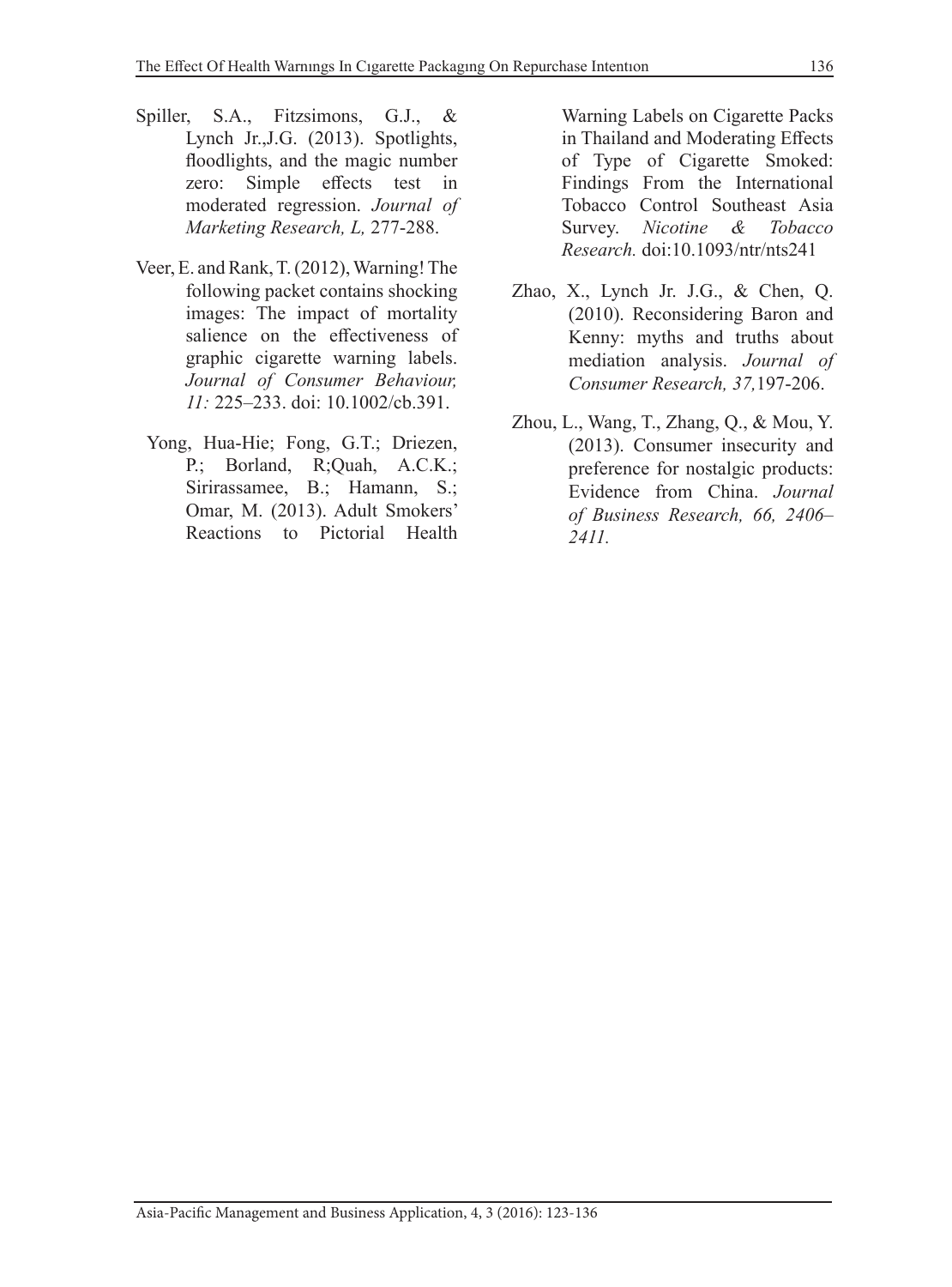Spiller, S.A., Fitzsimons, G.J., & Lynch Jr.,J.G. (2013). Spotlights, floodlights, and the magic number zero: Simple effects test in moderated regression. *Journal of Marketing Research, L,* 277-288.

Veer, E. and Rank, T. (2012), Warning! The following packet contains shocking images: The impact of mortality salience on the effectiveness of graphic cigarette warning labels. *Journal of Consumer Behaviour, 11:* 225–233. doi: 10.1002/cb.391.

Yong, Hua-Hie; Fong, G.T.; Driezen, P.; Borland, R;Quah, A.C.K.; Sirirassamee, B.; Hamann, S.; Omar, M. (2013). Adult Smokers' Reactions to Pictorial Health Warning Labels on Cigarette Packs in Thailand and Moderating Effects of Type of Cigarette Smoked: Findings From the International Tobacco Control Southeast Asia Survey. *Nicotine & Tobacco Research.* doi:10.1093/ntr/nts241

Zhao, X., Lynch Jr. J.G., & Chen, Q. (2010). Reconsidering Baron and Kenny: myths and truths about mediation analysis. *Journal of Consumer Research, 37,*197-206.

Zhou, L., Wang, T., Zhang, Q., & Mou, Y. (2013). Consumer insecurity and preference for nostalgic products: Evidence from China. *Journal of Business Research, 66, 2406–2411.*